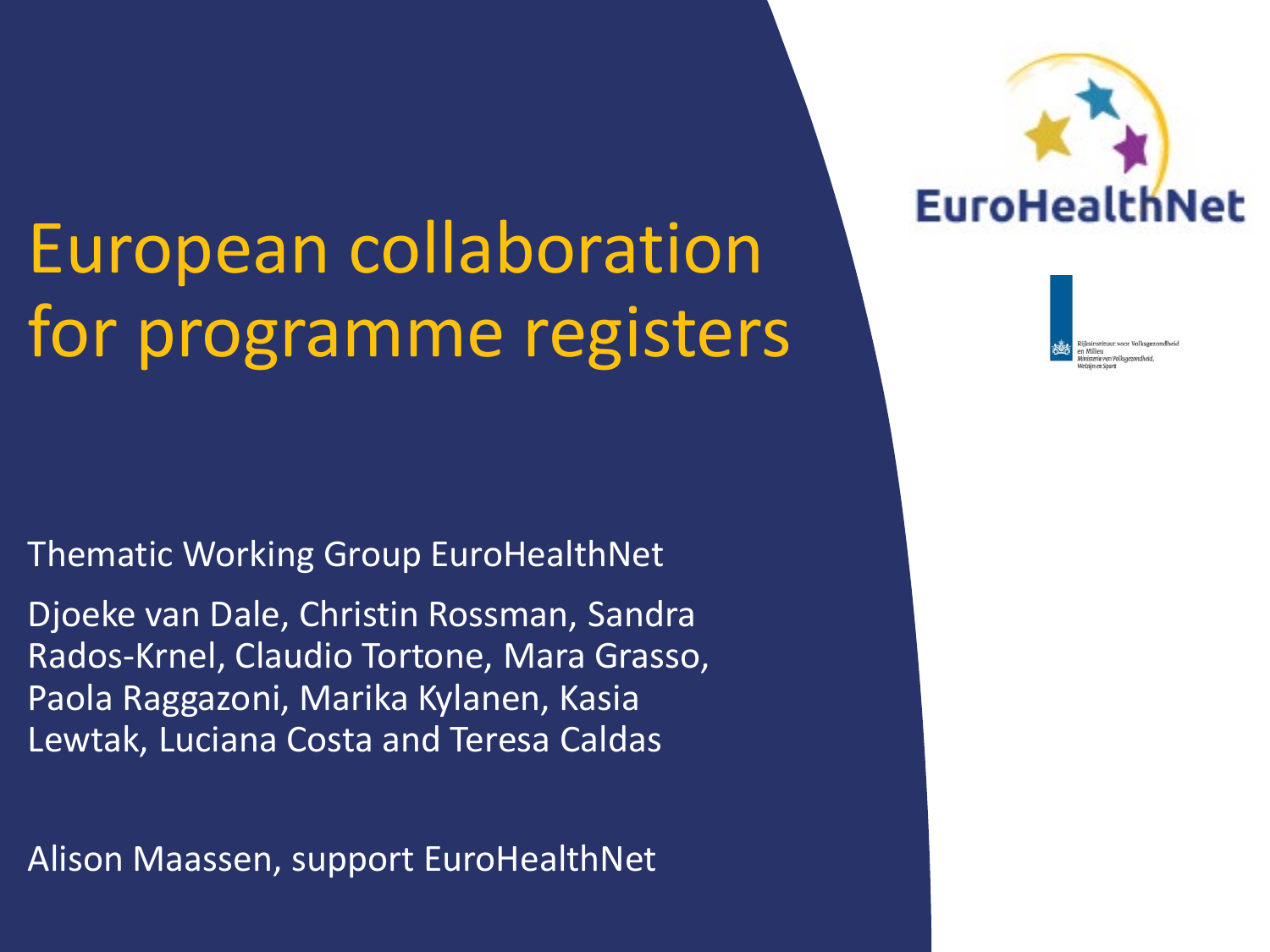# European collaboration for programme registers

Thematic Working Group EuroHealthNet

Djoeke van Dale, Christin Rossman, Sandra Rados-Krnel, Claudio Tortone, Mara Grasso, Paola Raggazoni, Marika Kylanen, Kasia Lewtak, Luciana Costa and Teresa Caldas

Alison Maassen, support EuroHealthNet

EuroHealthNet

Rijksinstituut voor Volksgezondheid en Milieu
*Ministerie van Volksgezondheid, Welzijn en Sport*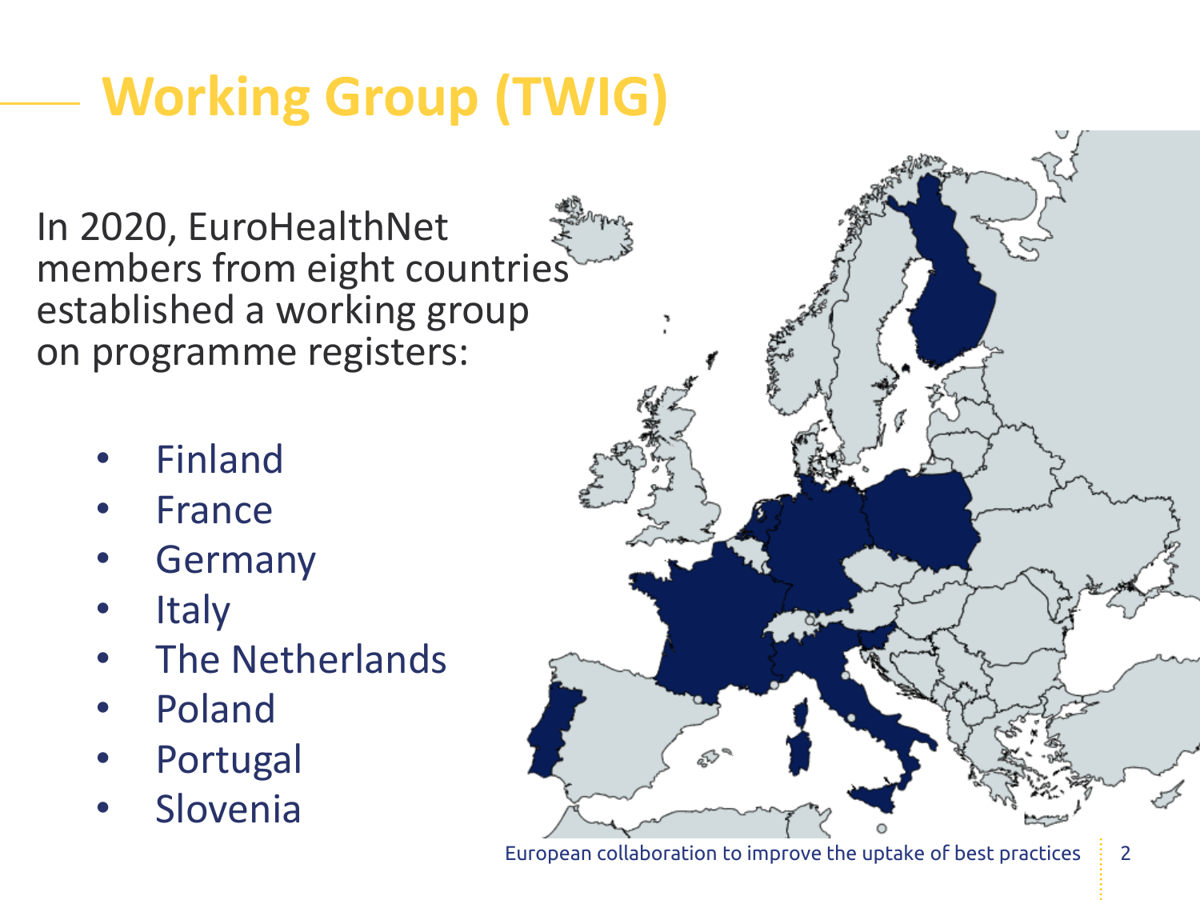# Working Group (TWIG)

In 2020, EuroHealthNet members from eight countries established a working group on programme registers:

- Finland
- France
- Germany
- Italy
- The Netherlands
- Poland
- Portugal
- Slovenia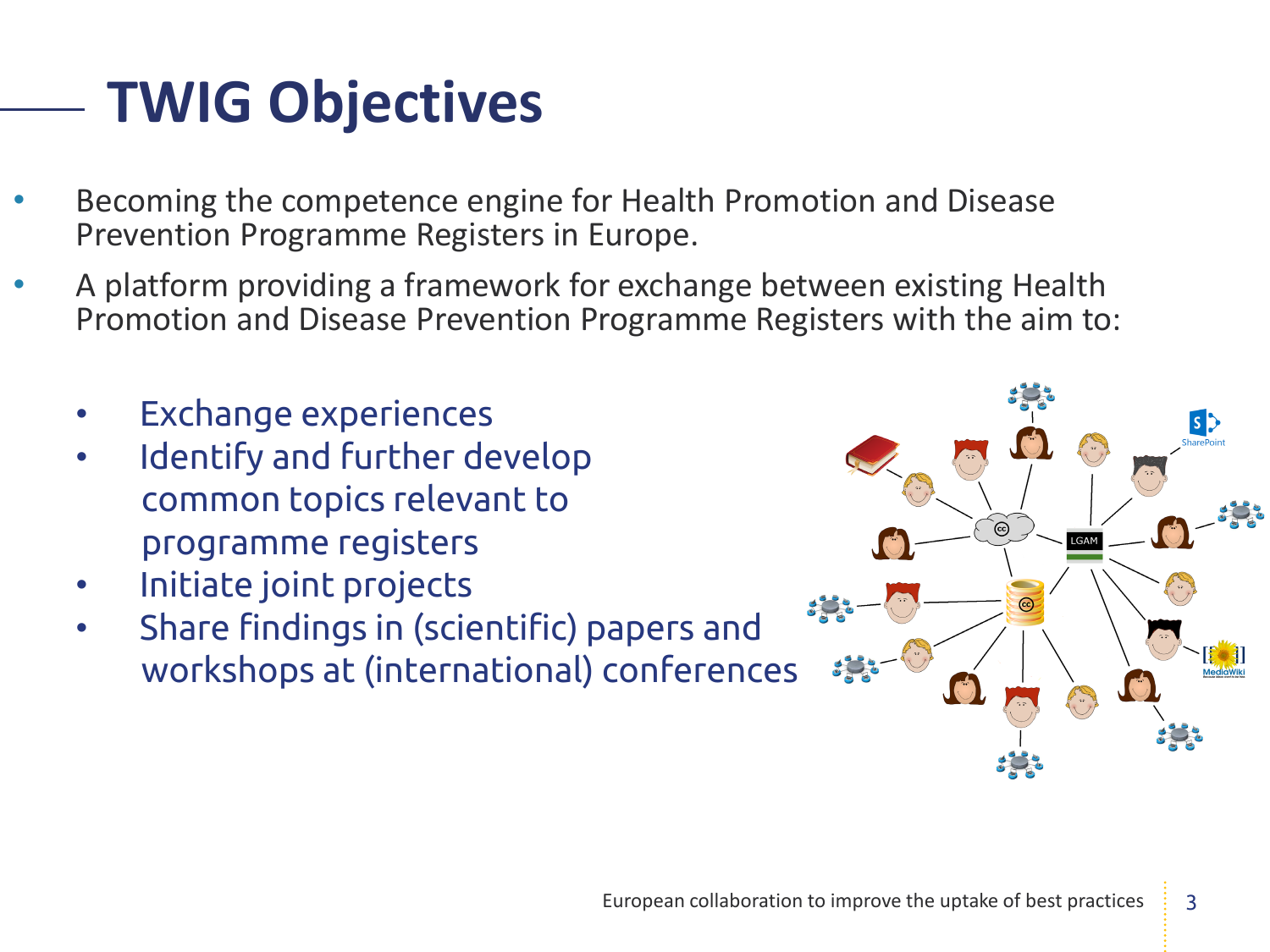# TWIG Objectives

- Becoming the competence engine for Health Promotion and Disease Prevention Programme Registers in Europe.
- A platform providing a framework for exchange between existing Health Promotion and Disease Prevention Programme Registers with the aim to:
  - Exchange experiences
  - Identify and further develop common topics relevant to programme registers
  - Initiate joint projects
  - Share findings in (scientific) papers and workshops at (international) conferences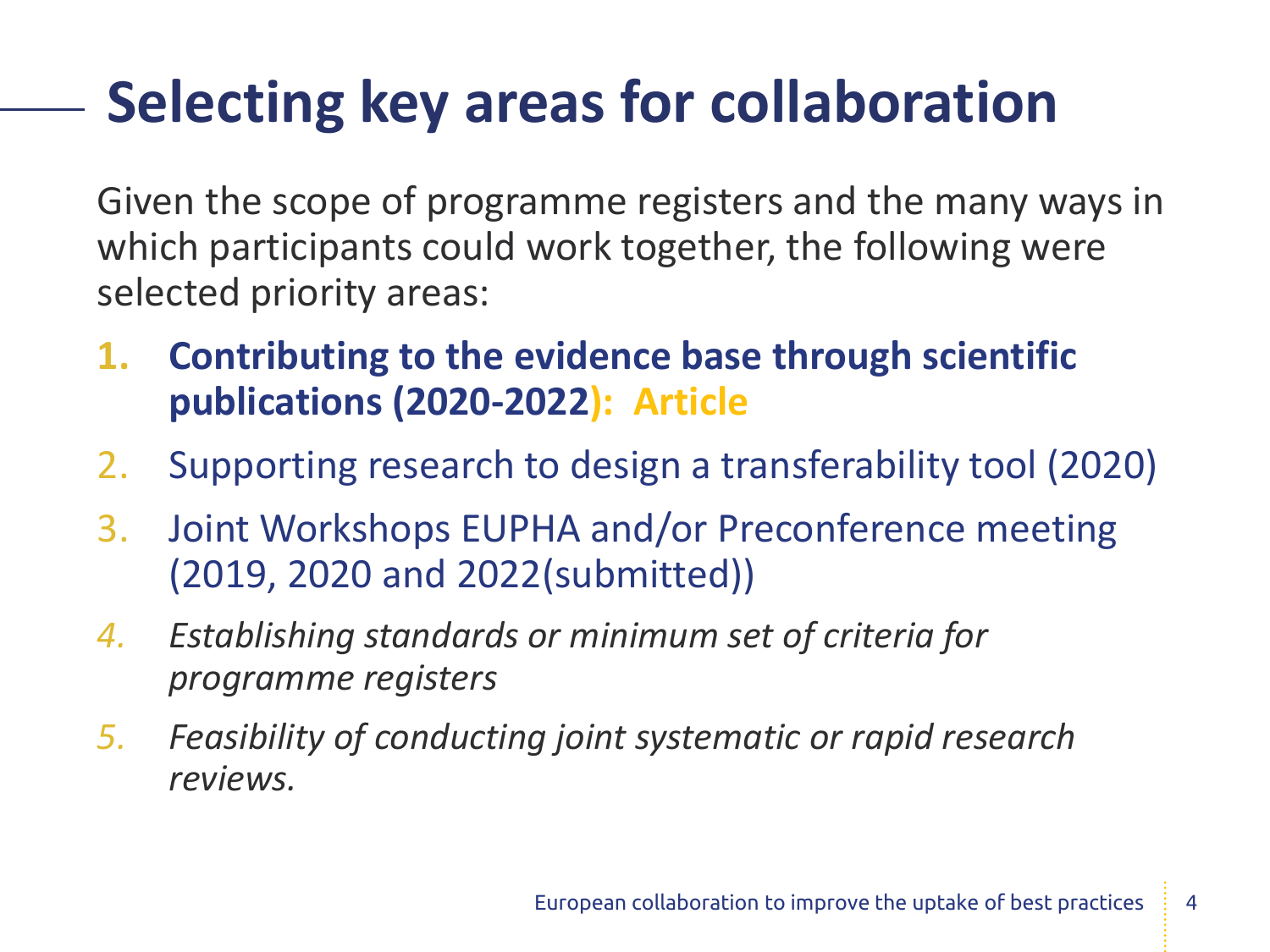# Selecting key areas for collaboration

Given the scope of programme registers and the many ways in which participants could work together, the following were selected priority areas:

1. **Contributing to the evidence base through scientific publications (2020-2022): Article**
2. Supporting research to design a transferability tool (2020)
3. Joint Workshops EUPHA and/or Preconference meeting (2019, 2020 and 2022(submitted))
4. *Establishing standards or minimum set of criteria for programme registers*
5. *Feasibility of conducting joint systematic or rapid research reviews.*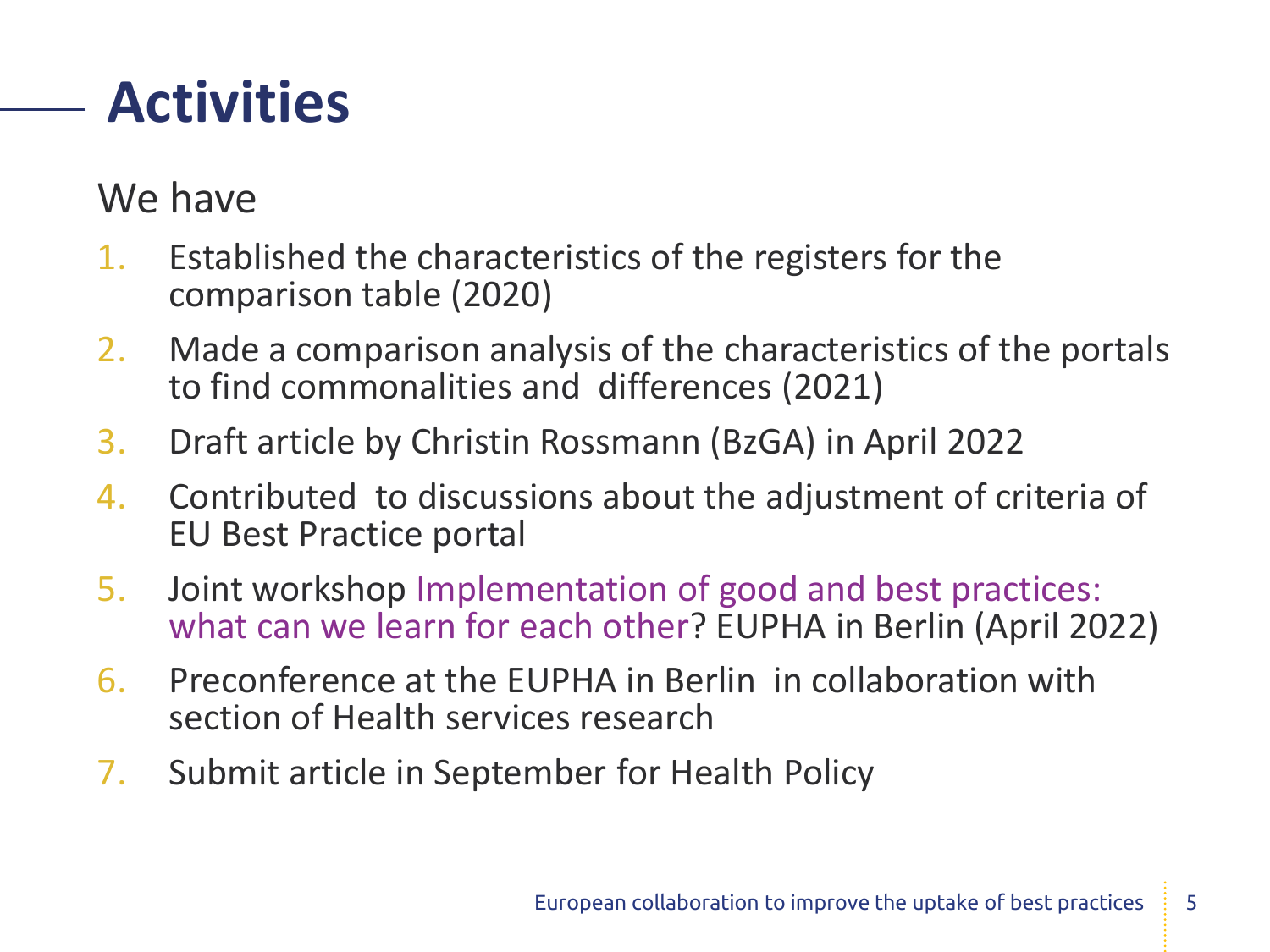# Activities

We have

1. Established the characteristics of the registers for the comparison table (2020)
2. Made a comparison analysis of the characteristics of the portals to find commonalities and  differences (2021)
3. Draft article by Christin Rossmann (BzGA) in April 2022
4. Contributed  to discussions about the adjustment of criteria of EU Best Practice portal
5. Joint workshop Implementation of good and best practices: what can we learn for each other? EUPHA in Berlin (April 2022)
6. Preconference at the EUPHA in Berlin  in collaboration with section of Health services research
7. Submit article in September for Health Policy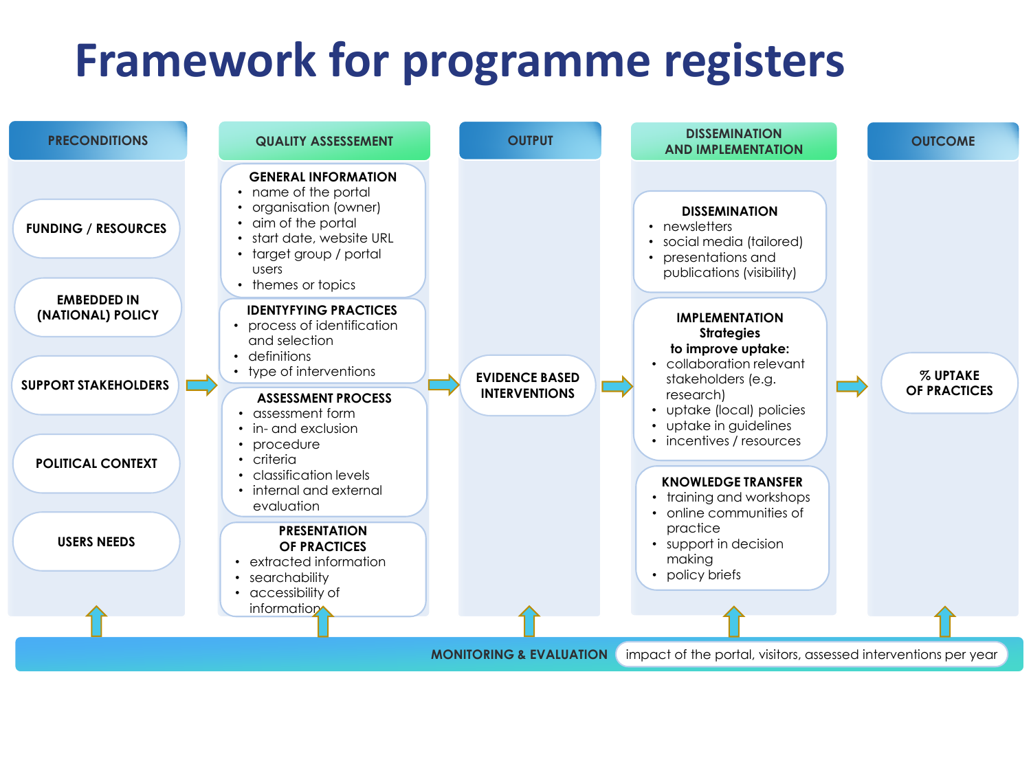# Framework for programme registers

## PRECONDITIONS

- FUNDING / RESOURCES
- EMBEDDED IN (NATIONAL) POLICY
- SUPPORT STAKEHOLDERS
- POLITICAL CONTEXT
- USERS NEEDS

## QUALITY ASSESEMENT

**GENERAL INFORMATION**

- name of the portal
- organisation (owner)
- aim of the portal
- start date, website URL
- target group / portal users
- themes or topics

**IDENTYFYING PRACTICES**

- process of identification and selection
- definitions
- type of interventions

**ASSESSMENT PROCESS**

- assessment form
- in- and exclusion
- procedure
- criteria
- classification levels
- internal and external evaluation

**PRESENTATION OF PRACTICES**

- extracted information
- searchability
- accessibility of information

## OUTPUT

- EVIDENCE BASED INTERVENTIONS

## DISSEMINATION AND IMPLEMENTATION

**DISSEMINATION**

- newsletters
- social media (tailored)
- presentations and publications (visibility)

**IMPLEMENTATION**
**Strategies to improve uptake:**

- collaboration relevant stakeholders (e.g. research)
- uptake (local) policies
- uptake in guidelines
- incentives / resources

**KNOWLEDGE TRANSFER**

- training and workshops
- online communities of practice
- support in decision making
- policy briefs

## OUTCOME

- % UPTAKE OF PRACTICES

**MONITORING & EVALUATION** impact of the portal, visitors, assessed interventions per year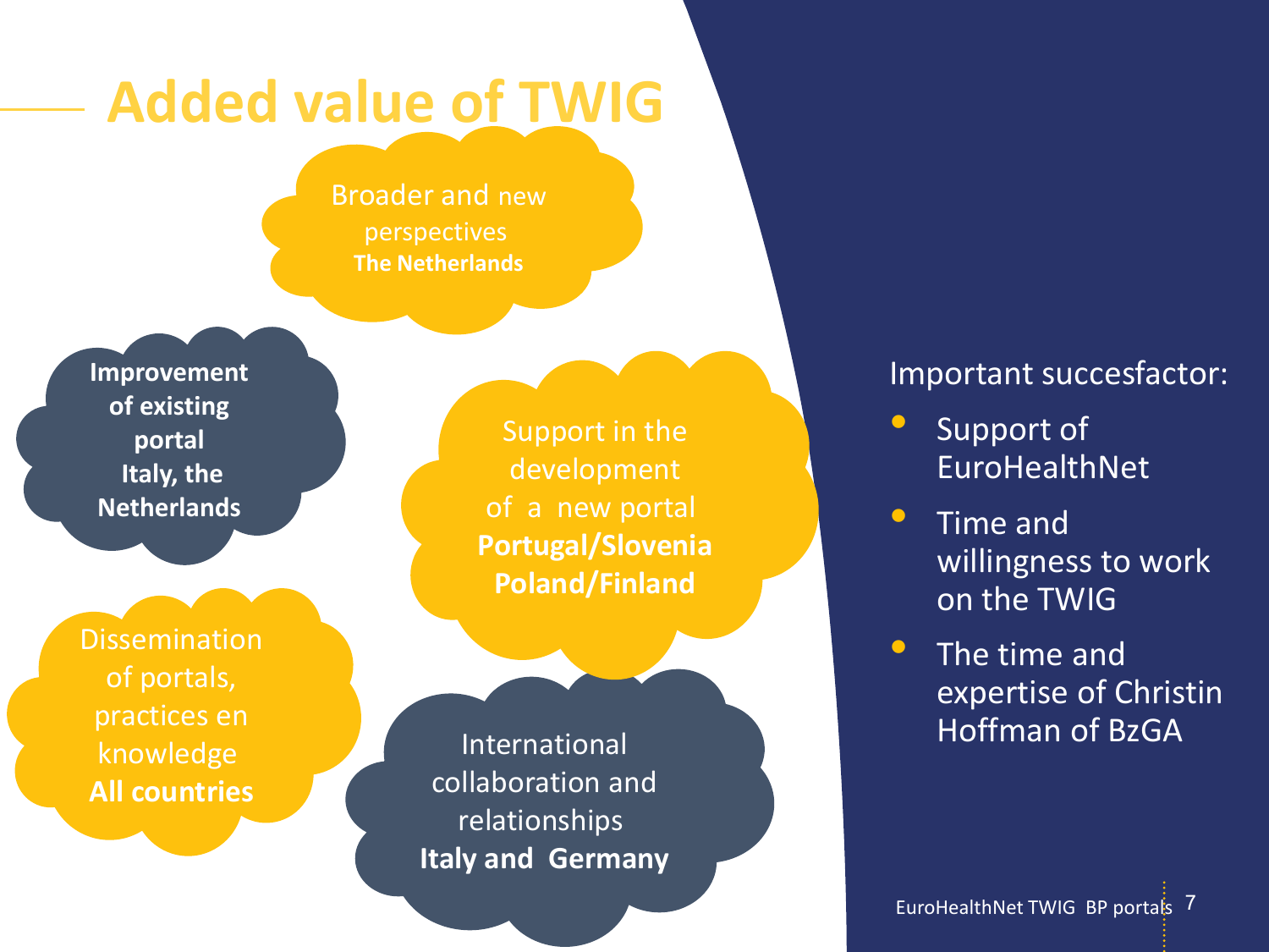# Added value of TWIG

Broader and new perspectives
**The Netherlands**

**Improvement of existing portal**
**Italy, the Netherlands**

Support in the development of a new portal
**Portugal/Slovenia**
**Poland/Finland**

Dissemination of portals, practices en knowledge
**All countries**

International collaboration and relationships
**Italy and Germany**

Important succesfactor:

- Support of EuroHealthNet
- Time and willingness to work on the TWIG
- The time and expertise of Christin Hoffman of BzGA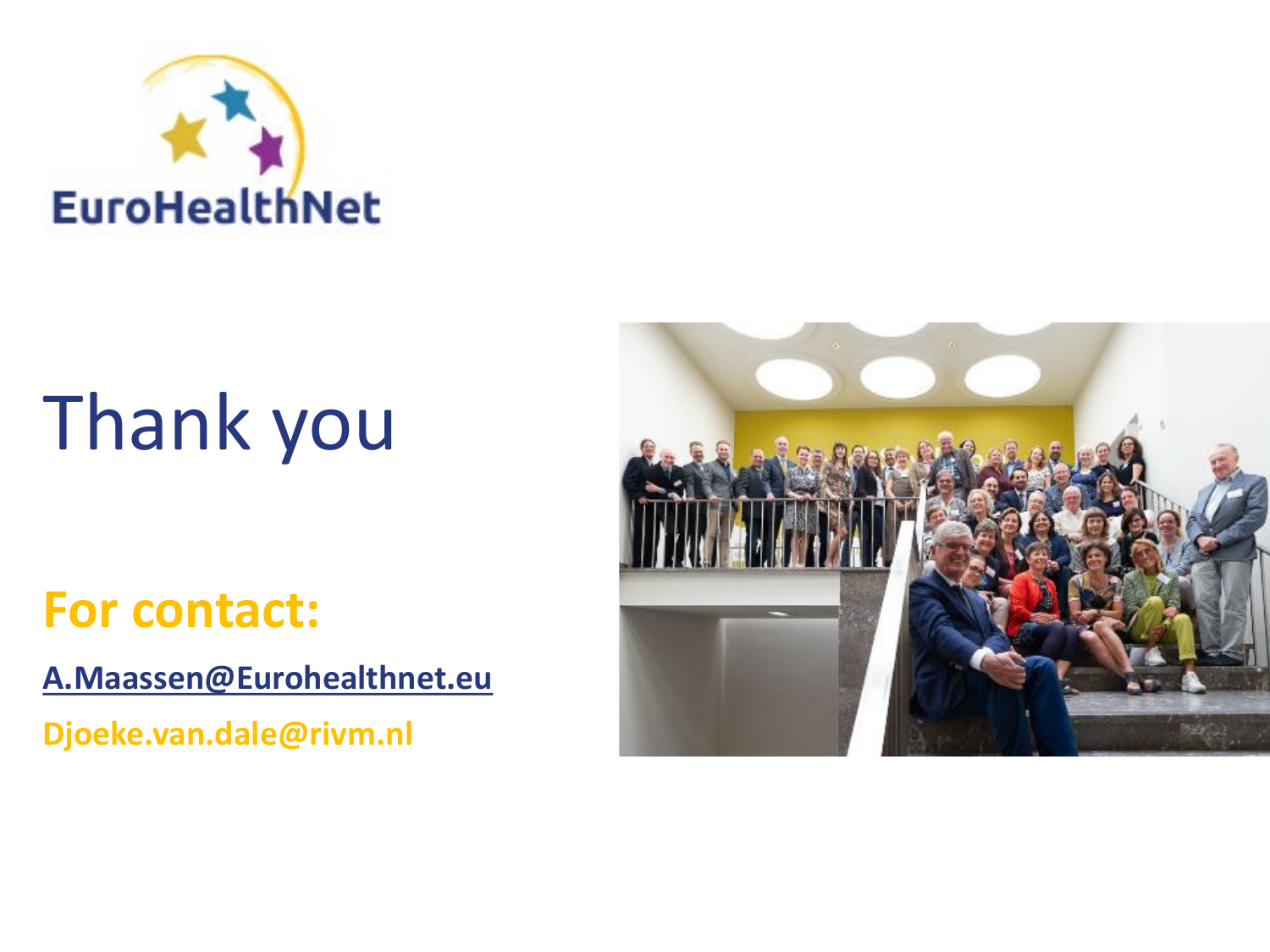EuroHealthNet

# Thank you

**For contact:**

**A.Maassen@Eurohealthnet.eu**

**Djoeke.van.dale@rivm.nl**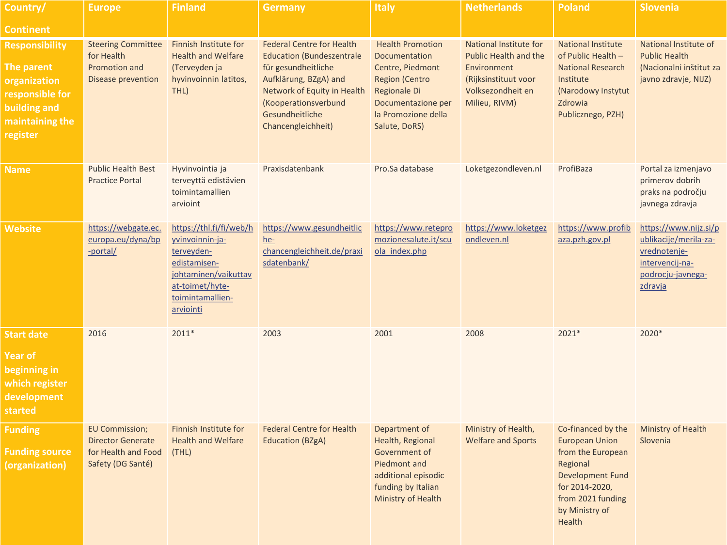| Country/ Continent | Europe | Finland | Germany | Italy | Netherlands | Poland | Slovenia |
|---|---|---|---|---|---|---|---|
| **Responsibility** The parent organization responsible for building and maintaining the register | Steering Committee for Health Promotion and Disease prevention | Finnish Institute for Health and Welfare (Terveyden ja hyvinvoinnin latitos, THL) | Federal Centre for Health Education (Bundeszentrale für gesundheitliche Aufklärung, BZgA) and Network of Equity in Health (Kooperationsverbund Gesundheitliche Chancengleichheit) | Health Promotion Documentation Centre, Piedmont Region (Centro Regionale Di Documentazione per la Promozione della Salute, DoRS) | National Institute for Public Health and the Environment (Rijksinstituut voor Volksezondheit en Milieu, RIVM) | National Institute of Public Health – National Research Institute (Narodowy Instytut Zdrowia Publicznego, PZH) | National Institute of Public Health (Nacionalni inštitut za javno zdravje, NIJZ) |
| **Name** | Public Health Best Practice Portal | Hyvinvointia ja terveyttä edistävien toimintamallien arvioint | Praxisdatenbank | Pro.Sa database | Loketgezondleven.nl | ProfiBaza | Portal za izmenjavo primerov dobrih praks na področju javnega zdravja |
| **Website** | https://webgate.ec.europa.eu/dyna/bp-portal/ | https://thl.fi/fi/web/hyvinvoinnin-ja-terveyden-edistamisen-johtaminen/vaikuttavat-toimet/hyte-toimintamallien-arviointi | https://www.gesundheitliche-chancengleichheit.de/praxisdatenbank/ | https://www.retepromozionesalute.it/scuola_index.php | https://www.loketgezondleven.nl | https://www.profibaza.pzh.gov.pl | https://www.nijz.si/publikacije/merila-za-vrednotenje-intervencij-na-podrocju-javnega-zdravja |
| **Start date** Year of beginning in which register development started | 2016 | 2011* | 2003 | 2001 | 2008 | 2021* | 2020* |
| **Funding** Funding source (organization) | EU Commission; Director Generate for Health and Food Safety (DG Santé) | Finnish Institute for Health and Welfare (THL) | Federal Centre for Health Education (BZgA) | Department of Health, Regional Government of Piedmont and additional episodic funding by Italian Ministry of Health | Ministry of Health, Welfare and Sports | Co-financed by the European Union from the European Regional Development Fund for 2014-2020, from 2021 funding by Ministry of Health | Ministry of Health Slovenia |